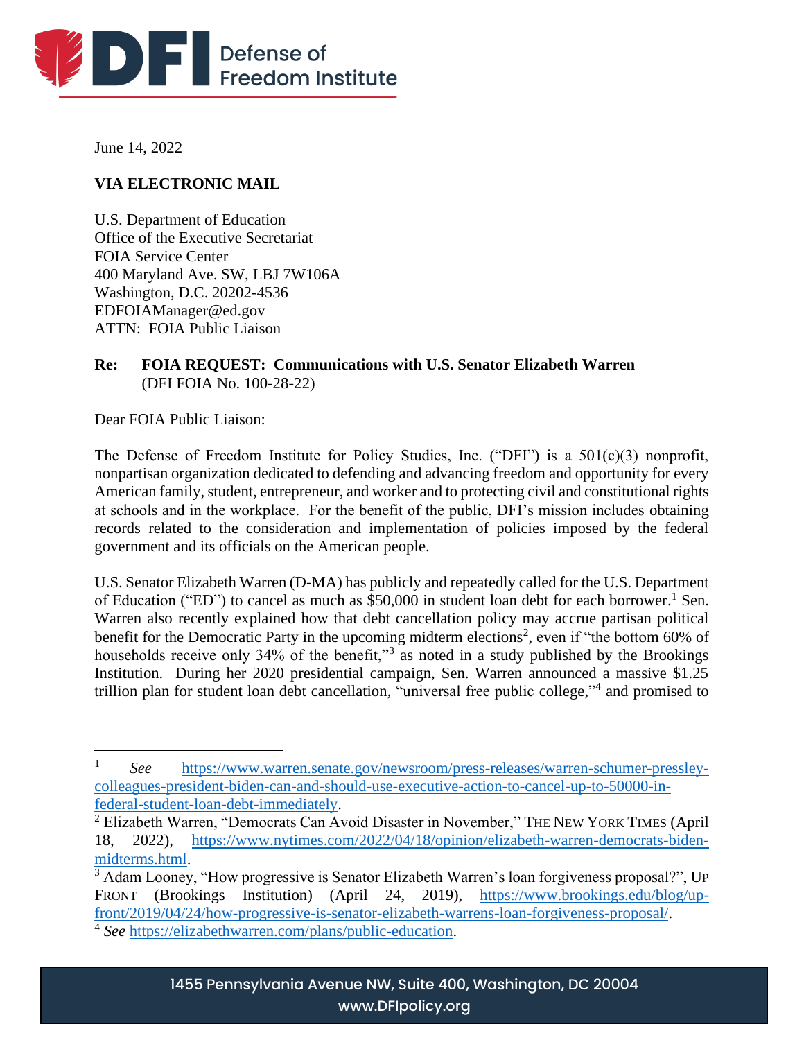June 14, 2022

**VIA ELECTRONIC MAIL**

U.S. Department of Education
Office of the Executive Secretariat
FOIA Service Center
400 Maryland Ave. SW, LBJ 7W106A
Washington, D.C. 20202-4536
EDFOIAManager@ed.gov
ATTN: FOIA Public Liaison

**Re: FOIA REQUEST: Communications with U.S. Senator Elizabeth Warren**
(DFI FOIA No. 100-28-22)

Dear FOIA Public Liaison:

The Defense of Freedom Institute for Policy Studies, Inc. ("DFI") is a 501(c)(3) nonprofit, nonpartisan organization dedicated to defending and advancing freedom and opportunity for every American family, student, entrepreneur, and worker and to protecting civil and constitutional rights at schools and in the workplace. For the benefit of the public, DFI's mission includes obtaining records related to the consideration and implementation of policies imposed by the federal government and its officials on the American people.

U.S. Senator Elizabeth Warren (D-MA) has publicly and repeatedly called for the U.S. Department of Education ("ED") to cancel as much as $50,000 in student loan debt for each borrower.[1] Sen. Warren also recently explained how that debt cancellation policy may accrue partisan political benefit for the Democratic Party in the upcoming midterm elections[2], even if "the bottom 60% of households receive only 34% of the benefit,"[3] as noted in a study published by the Brookings Institution. During her 2020 presidential campaign, Sen. Warren announced a massive $1.25 trillion plan for student loan debt cancellation, "universal free public college,"[4] and promised to

---

[1] *See* https://www.warren.senate.gov/newsroom/press-releases/warren-schumer-pressley-colleagues-president-biden-can-and-should-use-executive-action-to-cancel-up-to-50000-in-federal-student-loan-debt-immediately.

[2] Elizabeth Warren, "Democrats Can Avoid Disaster in November," THE NEW YORK TIMES (April 18, 2022), https://www.nytimes.com/2022/04/18/opinion/elizabeth-warren-democrats-biden-midterms.html.

[3] Adam Looney, "How progressive is Senator Elizabeth Warren's loan forgiveness proposal?", UP FRONT (Brookings Institution) (April 24, 2019), https://www.brookings.edu/blog/up-front/2019/04/24/how-progressive-is-senator-elizabeth-warrens-loan-forgiveness-proposal/.

[4] *See* https://elizabethwarren.com/plans/public-education.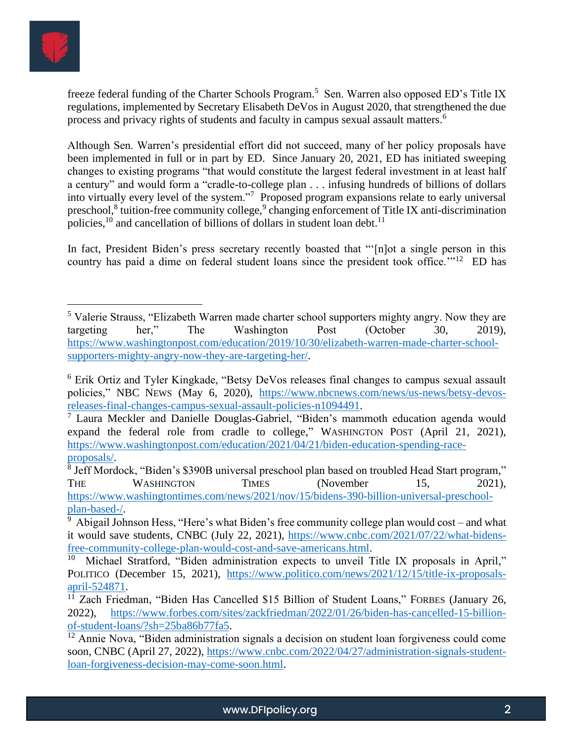freeze federal funding of the Charter Schools Program.[5] Sen. Warren also opposed ED's Title IX regulations, implemented by Secretary Elisabeth DeVos in August 2020, that strengthened the due process and privacy rights of students and faculty in campus sexual assault matters.[6]

Although Sen. Warren's presidential effort did not succeed, many of her policy proposals have been implemented in full or in part by ED. Since January 20, 2021, ED has initiated sweeping changes to existing programs "that would constitute the largest federal investment in at least half a century" and would form a "cradle-to-college plan . . . infusing hundreds of billions of dollars into virtually every level of the system."[7] Proposed program expansions relate to early universal preschool,[8] tuition-free community college,[9] changing enforcement of Title IX anti-discrimination policies,[10] and cancellation of billions of dollars in student loan debt.[11]

In fact, President Biden's press secretary recently boasted that "'[n]ot a single person in this country has paid a dime on federal student loans since the president took office.'"[12] ED has

---

[5] Valerie Strauss, "Elizabeth Warren made charter school supporters mighty angry. Now they are targeting her," The Washington Post (October 30, 2019), https://www.washingtonpost.com/education/2019/10/30/elizabeth-warren-made-charter-school-supporters-mighty-angry-now-they-are-targeting-her/.

[6] Erik Ortiz and Tyler Kingkade, "Betsy DeVos releases final changes to campus sexual assault policies," NBC NEWS (May 6, 2020), https://www.nbcnews.com/news/us-news/betsy-devos-releases-final-changes-campus-sexual-assault-policies-n1094491.

[7] Laura Meckler and Danielle Douglas-Gabriel, "Biden's mammoth education agenda would expand the federal role from cradle to college," WASHINGTON POST (April 21, 2021), https://www.washingtonpost.com/education/2021/04/21/biden-education-spending-race-proposals/.

[8] Jeff Mordock, "Biden's $390B universal preschool plan based on troubled Head Start program," THE WASHINGTON TIMES (November 15, 2021), https://www.washingtontimes.com/news/2021/nov/15/bidens-390-billion-universal-preschool-plan-based-/.

[9] Abigail Johnson Hess, "Here's what Biden's free community college plan would cost – and what it would save students, CNBC (July 22, 2021), https://www.cnbc.com/2021/07/22/what-bidens-free-community-college-plan-would-cost-and-save-americans.html.

[10] Michael Stratford, "Biden administration expects to unveil Title IX proposals in April," POLITICO (December 15, 2021), https://www.politico.com/news/2021/12/15/title-ix-proposals-april-524871.

[11] Zach Friedman, "Biden Has Cancelled $15 Billion of Student Loans," FORBES (January 26, 2022), https://www.forbes.com/sites/zackfriedman/2022/01/26/biden-has-cancelled-15-billion-of-student-loans/?sh=25ba86b77fa5.

[12] Annie Nova, "Biden administration signals a decision on student loan forgiveness could come soon, CNBC (April 27, 2022), https://www.cnbc.com/2022/04/27/administration-signals-student-loan-forgiveness-decision-may-come-soon.html.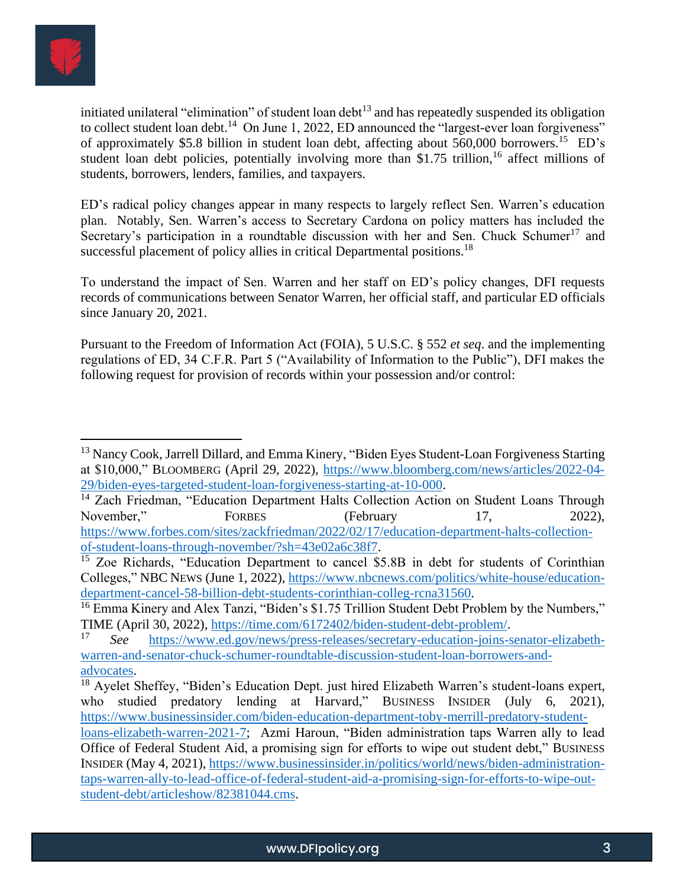initiated unilateral "elimination" of student loan debt[13] and has repeatedly suspended its obligation to collect student loan debt.[14] On June 1, 2022, ED announced the "largest-ever loan forgiveness" of approximately $5.8 billion in student loan debt, affecting about 560,000 borrowers.[15] ED's student loan debt policies, potentially involving more than $1.75 trillion,[16] affect millions of students, borrowers, lenders, families, and taxpayers.

ED's radical policy changes appear in many respects to largely reflect Sen. Warren's education plan. Notably, Sen. Warren's access to Secretary Cardona on policy matters has included the Secretary's participation in a roundtable discussion with her and Sen. Chuck Schumer[17] and successful placement of policy allies in critical Departmental positions.[18]

To understand the impact of Sen. Warren and her staff on ED's policy changes, DFI requests records of communications between Senator Warren, her official staff, and particular ED officials since January 20, 2021.

Pursuant to the Freedom of Information Act (FOIA), 5 U.S.C. § 552 *et seq*. and the implementing regulations of ED, 34 C.F.R. Part 5 ("Availability of Information to the Public"), DFI makes the following request for provision of records within your possession and/or control:

---

[13] Nancy Cook, Jarrell Dillard, and Emma Kinery, "Biden Eyes Student-Loan Forgiveness Starting at $10,000," BLOOMBERG (April 29, 2022), https://www.bloomberg.com/news/articles/2022-04-29/biden-eyes-targeted-student-loan-forgiveness-starting-at-10-000.

[14] Zach Friedman, "Education Department Halts Collection Action on Student Loans Through November," FORBES (February 17, 2022), https://www.forbes.com/sites/zackfriedman/2022/02/17/education-department-halts-collection-of-student-loans-through-november/?sh=43e02a6c38f7.

[15] Zoe Richards, "Education Department to cancel $5.8B in debt for students of Corinthian Colleges," NBC NEWS (June 1, 2022), https://www.nbcnews.com/politics/white-house/education-department-cancel-58-billion-debt-students-corinthian-colleg-rcna31560.

[16] Emma Kinery and Alex Tanzi, "Biden's $1.75 Trillion Student Debt Problem by the Numbers," TIME (April 30, 2022), https://time.com/6172402/biden-student-debt-problem/.

[17] *See* https://www.ed.gov/news/press-releases/secretary-education-joins-senator-elizabeth-warren-and-senator-chuck-schumer-roundtable-discussion-student-loan-borrowers-and-advocates.

[18] Ayelet Sheffey, "Biden's Education Dept. just hired Elizabeth Warren's student-loans expert, who studied predatory lending at Harvard," BUSINESS INSIDER (July 6, 2021), https://www.businessinsider.com/biden-education-department-toby-merrill-predatory-student-loans-elizabeth-warren-2021-7; Azmi Haroun, "Biden administration taps Warren ally to lead Office of Federal Student Aid, a promising sign for efforts to wipe out student debt," BUSINESS INSIDER (May 4, 2021), https://www.businessinsider.in/politics/world/news/biden-administration-taps-warren-ally-to-lead-office-of-federal-student-aid-a-promising-sign-for-efforts-to-wipe-out-student-debt/articleshow/82381044.cms.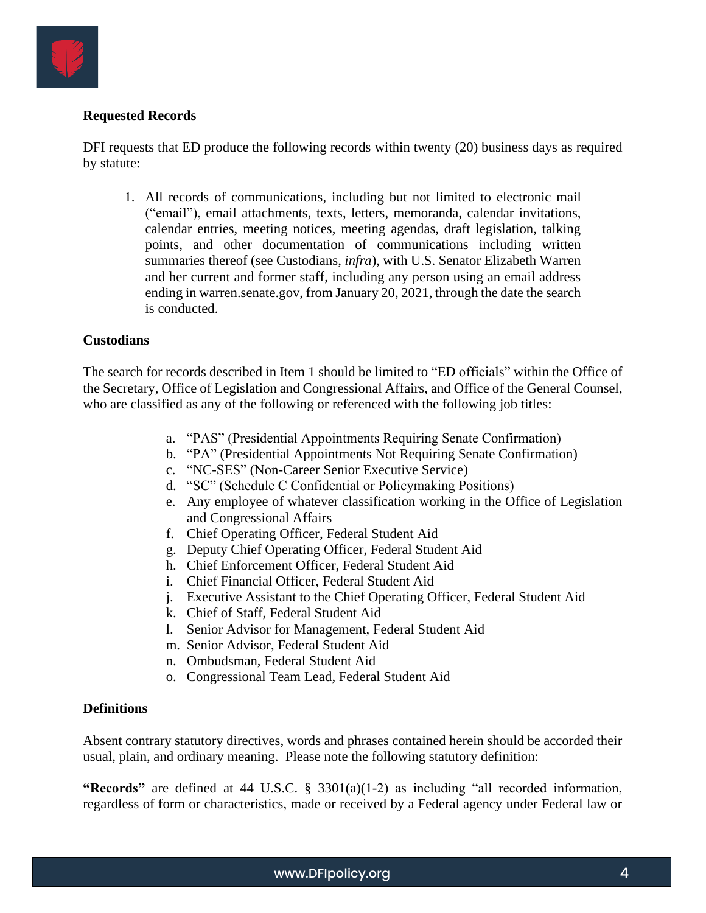**Requested Records**

DFI requests that ED produce the following records within twenty (20) business days as required by statute:

1. All records of communications, including but not limited to electronic mail ("email"), email attachments, texts, letters, memoranda, calendar invitations, calendar entries, meeting notices, meeting agendas, draft legislation, talking points, and other documentation of communications including written summaries thereof (see Custodians, *infra*), with U.S. Senator Elizabeth Warren and her current and former staff, including any person using an email address ending in warren.senate.gov, from January 20, 2021, through the date the search is conducted.

**Custodians**

The search for records described in Item 1 should be limited to "ED officials" within the Office of the Secretary, Office of Legislation and Congressional Affairs, and Office of the General Counsel, who are classified as any of the following or referenced with the following job titles:

a. "PAS" (Presidential Appointments Requiring Senate Confirmation)
b. "PA" (Presidential Appointments Not Requiring Senate Confirmation)
c. "NC-SES" (Non-Career Senior Executive Service)
d. "SC" (Schedule C Confidential or Policymaking Positions)
e. Any employee of whatever classification working in the Office of Legislation and Congressional Affairs
f. Chief Operating Officer, Federal Student Aid
g. Deputy Chief Operating Officer, Federal Student Aid
h. Chief Enforcement Officer, Federal Student Aid
i. Chief Financial Officer, Federal Student Aid
j. Executive Assistant to the Chief Operating Officer, Federal Student Aid
k. Chief of Staff, Federal Student Aid
l. Senior Advisor for Management, Federal Student Aid
m. Senior Advisor, Federal Student Aid
n. Ombudsman, Federal Student Aid
o. Congressional Team Lead, Federal Student Aid

**Definitions**

Absent contrary statutory directives, words and phrases contained herein should be accorded their usual, plain, and ordinary meaning. Please note the following statutory definition:

**"Records"** are defined at 44 U.S.C. § 3301(a)(1-2) as including "all recorded information, regardless of form or characteristics, made or received by a Federal agency under Federal law or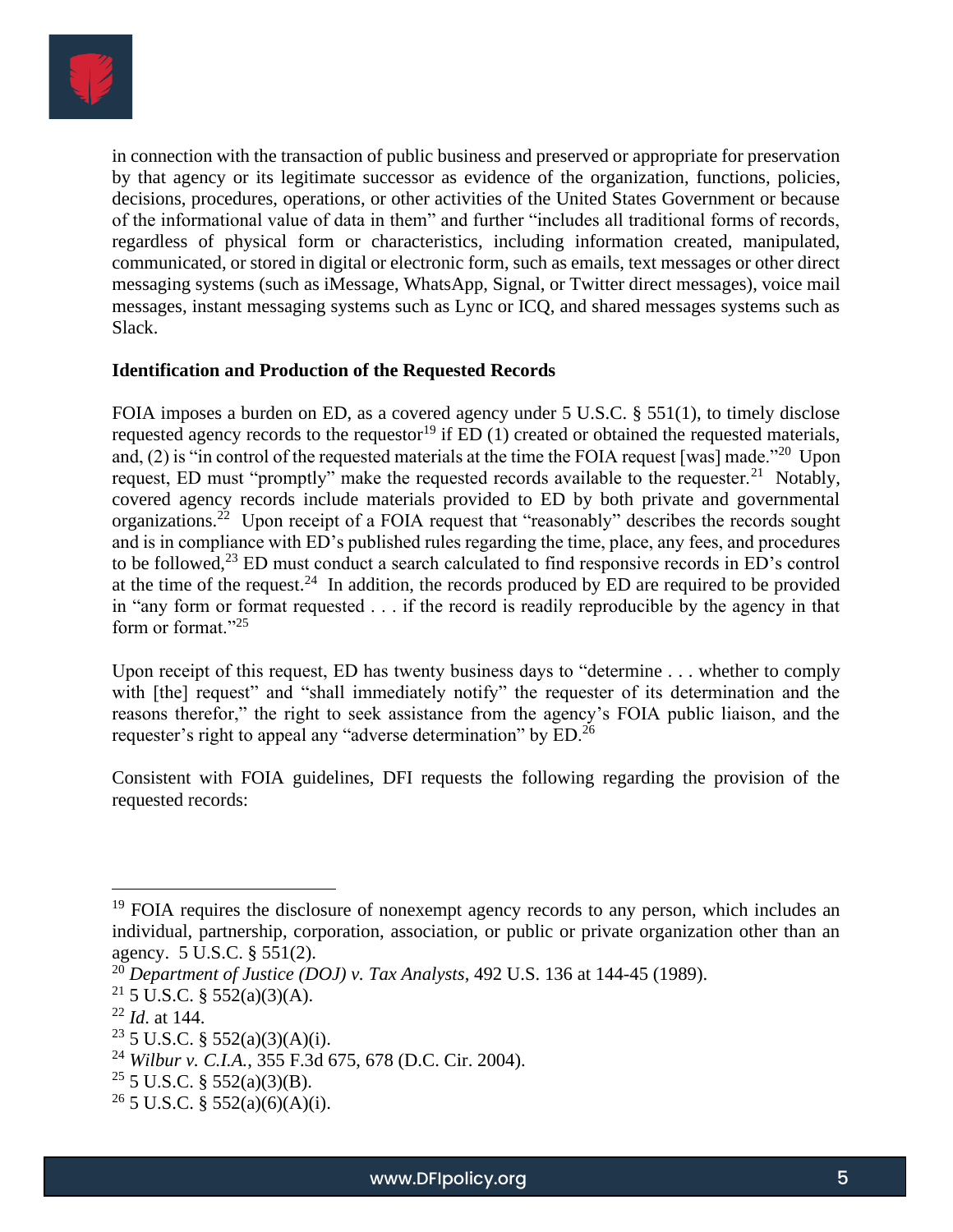in connection with the transaction of public business and preserved or appropriate for preservation by that agency or its legitimate successor as evidence of the organization, functions, policies, decisions, procedures, operations, or other activities of the United States Government or because of the informational value of data in them" and further "includes all traditional forms of records, regardless of physical form or characteristics, including information created, manipulated, communicated, or stored in digital or electronic form, such as emails, text messages or other direct messaging systems (such as iMessage, WhatsApp, Signal, or Twitter direct messages), voice mail messages, instant messaging systems such as Lync or ICQ, and shared messages systems such as Slack.

**Identification and Production of the Requested Records**

FOIA imposes a burden on ED, as a covered agency under 5 U.S.C. § 551(1), to timely disclose requested agency records to the requestor[19] if ED (1) created or obtained the requested materials, and, (2) is "in control of the requested materials at the time the FOIA request [was] made."[20] Upon request, ED must "promptly" make the requested records available to the requester.[21] Notably, covered agency records include materials provided to ED by both private and governmental organizations.[22] Upon receipt of a FOIA request that "reasonably" describes the records sought and is in compliance with ED's published rules regarding the time, place, any fees, and procedures to be followed,[23] ED must conduct a search calculated to find responsive records in ED's control at the time of the request.[24] In addition, the records produced by ED are required to be provided in "any form or format requested . . . if the record is readily reproducible by the agency in that form or format."[25]

Upon receipt of this request, ED has twenty business days to "determine . . . whether to comply with [the] request" and "shall immediately notify" the requester of its determination and the reasons therefor," the right to seek assistance from the agency's FOIA public liaison, and the requester's right to appeal any "adverse determination" by ED.[26]

Consistent with FOIA guidelines, DFI requests the following regarding the provision of the requested records:

---

[19] FOIA requires the disclosure of nonexempt agency records to any person, which includes an individual, partnership, corporation, association, or public or private organization other than an agency. 5 U.S.C. § 551(2).

[20] *Department of Justice (DOJ) v. Tax Analysts*, 492 U.S. 136 at 144-45 (1989).

[21] 5 U.S.C. § 552(a)(3)(A).

[22] *Id*. at 144.

[23] 5 U.S.C. § 552(a)(3)(A)(i).

[24] *Wilbur v. C.I.A.*, 355 F.3d 675, 678 (D.C. Cir. 2004).

[25] 5 U.S.C. § 552(a)(3)(B).

[26] 5 U.S.C. § 552(a)(6)(A)(i).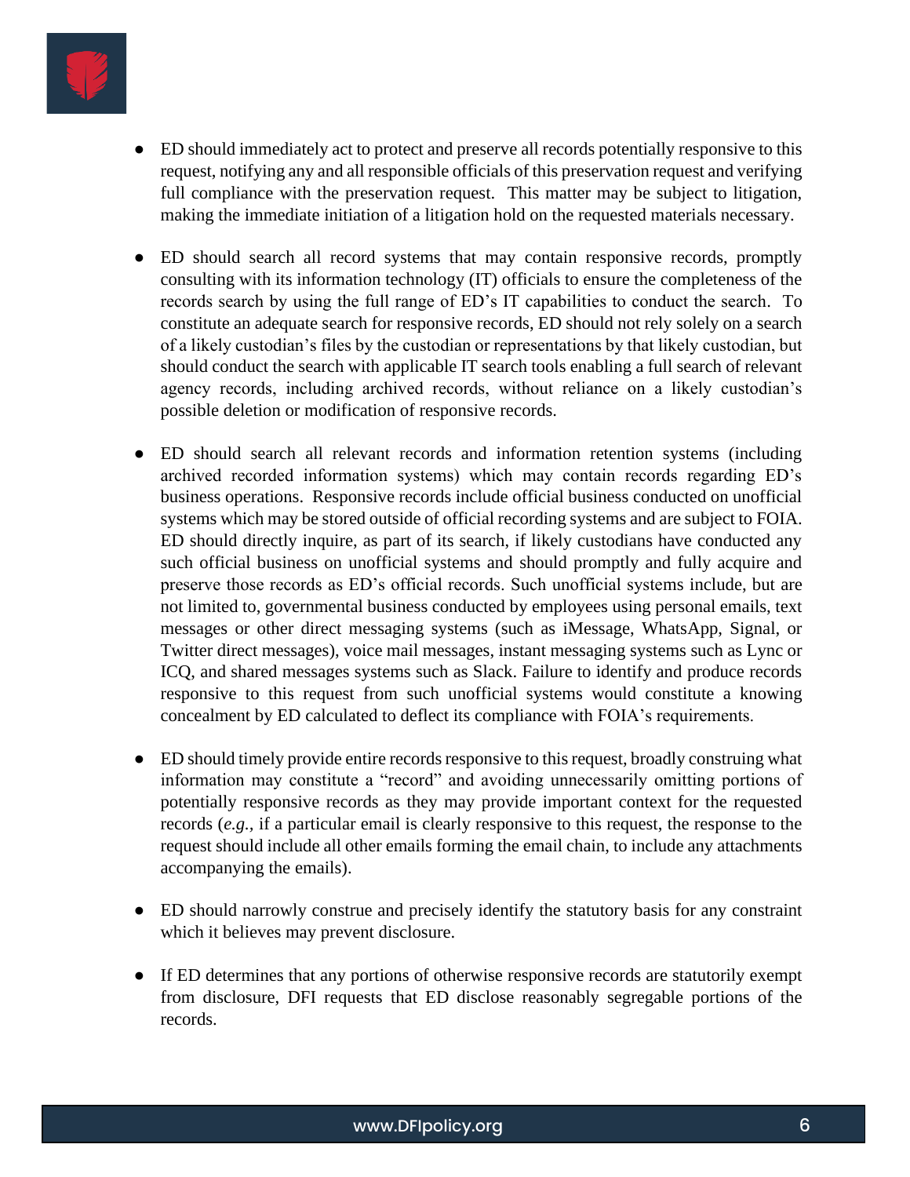- ED should immediately act to protect and preserve all records potentially responsive to this request, notifying any and all responsible officials of this preservation request and verifying full compliance with the preservation request. This matter may be subject to litigation, making the immediate initiation of a litigation hold on the requested materials necessary.

- ED should search all record systems that may contain responsive records, promptly consulting with its information technology (IT) officials to ensure the completeness of the records search by using the full range of ED's IT capabilities to conduct the search. To constitute an adequate search for responsive records, ED should not rely solely on a search of a likely custodian's files by the custodian or representations by that likely custodian, but should conduct the search with applicable IT search tools enabling a full search of relevant agency records, including archived records, without reliance on a likely custodian's possible deletion or modification of responsive records.

- ED should search all relevant records and information retention systems (including archived recorded information systems) which may contain records regarding ED's business operations. Responsive records include official business conducted on unofficial systems which may be stored outside of official recording systems and are subject to FOIA. ED should directly inquire, as part of its search, if likely custodians have conducted any such official business on unofficial systems and should promptly and fully acquire and preserve those records as ED's official records. Such unofficial systems include, but are not limited to, governmental business conducted by employees using personal emails, text messages or other direct messaging systems (such as iMessage, WhatsApp, Signal, or Twitter direct messages), voice mail messages, instant messaging systems such as Lync or ICQ, and shared messages systems such as Slack. Failure to identify and produce records responsive to this request from such unofficial systems would constitute a knowing concealment by ED calculated to deflect its compliance with FOIA's requirements.

- ED should timely provide entire records responsive to this request, broadly construing what information may constitute a "record" and avoiding unnecessarily omitting portions of potentially responsive records as they may provide important context for the requested records (*e.g.*, if a particular email is clearly responsive to this request, the response to the request should include all other emails forming the email chain, to include any attachments accompanying the emails).

- ED should narrowly construe and precisely identify the statutory basis for any constraint which it believes may prevent disclosure.

- If ED determines that any portions of otherwise responsive records are statutorily exempt from disclosure, DFI requests that ED disclose reasonably segregable portions of the records.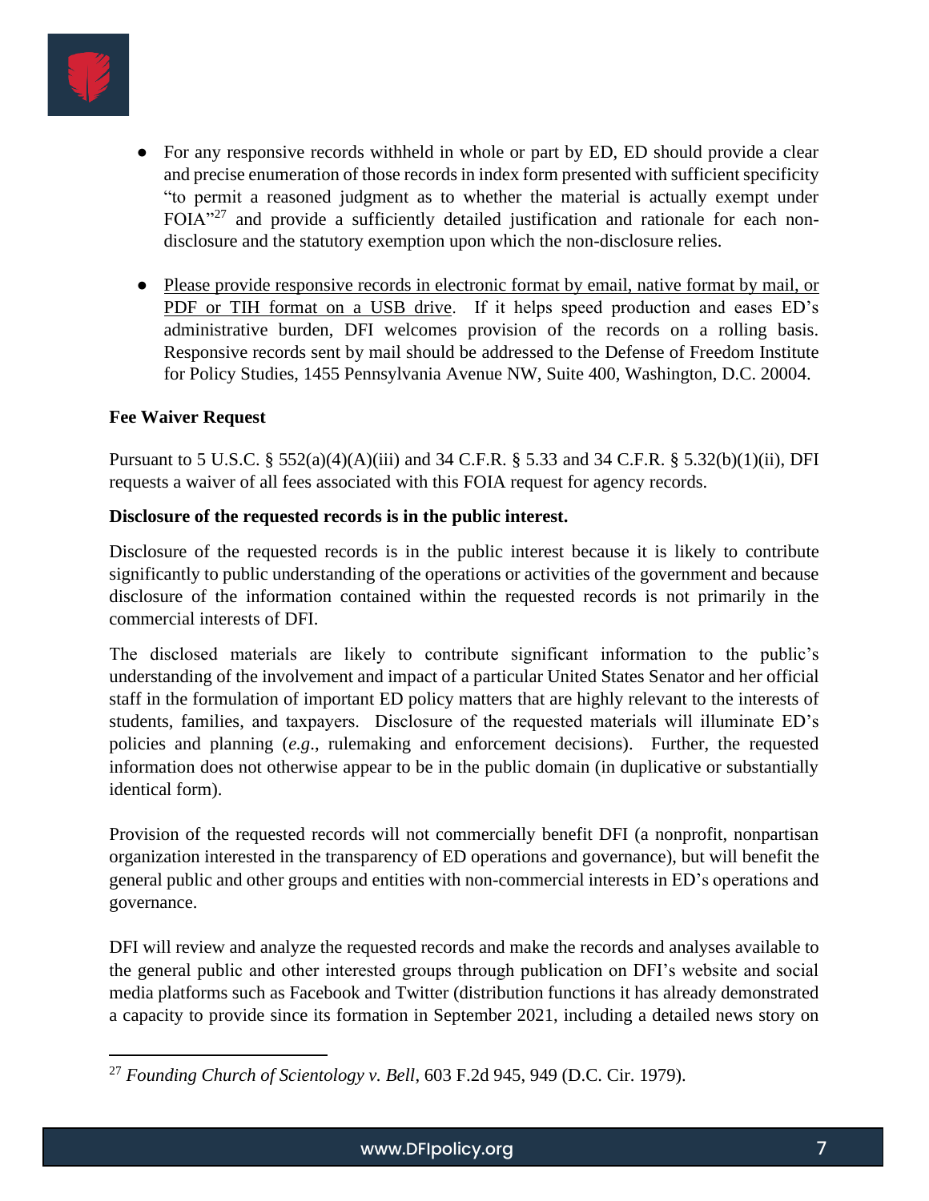- For any responsive records withheld in whole or part by ED, ED should provide a clear and precise enumeration of those records in index form presented with sufficient specificity "to permit a reasoned judgment as to whether the material is actually exempt under FOIA"[27] and provide a sufficiently detailed justification and rationale for each non-disclosure and the statutory exemption upon which the non-disclosure relies.

- Please provide responsive records in electronic format by email, native format by mail, or PDF or TIH format on a USB drive. If it helps speed production and eases ED's administrative burden, DFI welcomes provision of the records on a rolling basis. Responsive records sent by mail should be addressed to the Defense of Freedom Institute for Policy Studies, 1455 Pennsylvania Avenue NW, Suite 400, Washington, D.C. 20004.

**Fee Waiver Request**

Pursuant to 5 U.S.C. § 552(a)(4)(A)(iii) and 34 C.F.R. § 5.33 and 34 C.F.R. § 5.32(b)(1)(ii), DFI requests a waiver of all fees associated with this FOIA request for agency records.

**Disclosure of the requested records is in the public interest.**

Disclosure of the requested records is in the public interest because it is likely to contribute significantly to public understanding of the operations or activities of the government and because disclosure of the information contained within the requested records is not primarily in the commercial interests of DFI.

The disclosed materials are likely to contribute significant information to the public's understanding of the involvement and impact of a particular United States Senator and her official staff in the formulation of important ED policy matters that are highly relevant to the interests of students, families, and taxpayers. Disclosure of the requested materials will illuminate ED's policies and planning (*e.g*., rulemaking and enforcement decisions). Further, the requested information does not otherwise appear to be in the public domain (in duplicative or substantially identical form).

Provision of the requested records will not commercially benefit DFI (a nonprofit, nonpartisan organization interested in the transparency of ED operations and governance), but will benefit the general public and other groups and entities with non-commercial interests in ED's operations and governance.

DFI will review and analyze the requested records and make the records and analyses available to the general public and other interested groups through publication on DFI's website and social media platforms such as Facebook and Twitter (distribution functions it has already demonstrated a capacity to provide since its formation in September 2021, including a detailed news story on

---

[27] *Founding Church of Scientology v. Bell*, 603 F.2d 945, 949 (D.C. Cir. 1979).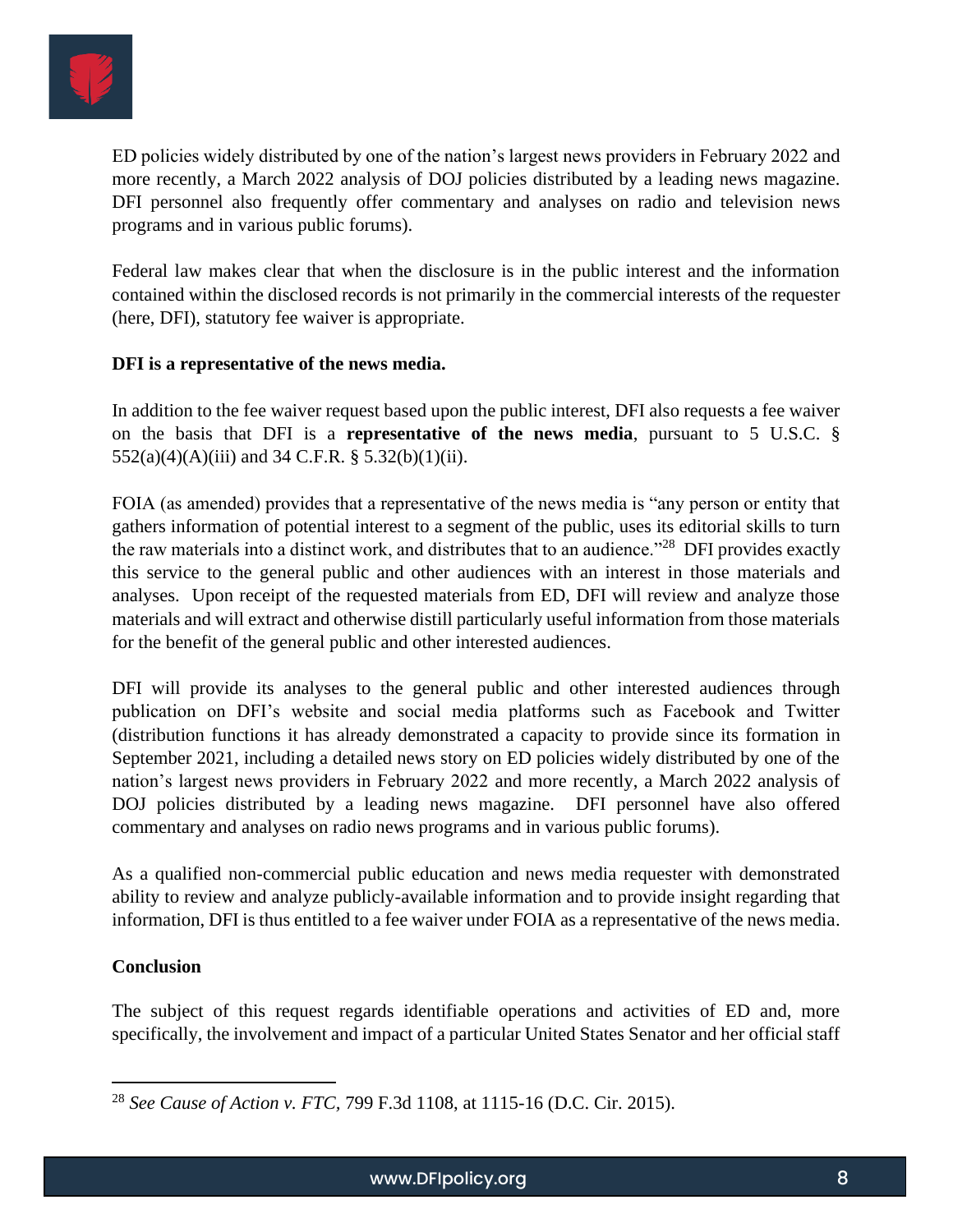ED policies widely distributed by one of the nation's largest news providers in February 2022 and more recently, a March 2022 analysis of DOJ policies distributed by a leading news magazine. DFI personnel also frequently offer commentary and analyses on radio and television news programs and in various public forums).

Federal law makes clear that when the disclosure is in the public interest and the information contained within the disclosed records is not primarily in the commercial interests of the requester (here, DFI), statutory fee waiver is appropriate.

**DFI is a representative of the news media.**

In addition to the fee waiver request based upon the public interest, DFI also requests a fee waiver on the basis that DFI is a **representative of the news media**, pursuant to 5 U.S.C. § 552(a)(4)(A)(iii) and 34 C.F.R. § 5.32(b)(1)(ii).

FOIA (as amended) provides that a representative of the news media is "any person or entity that gathers information of potential interest to a segment of the public, uses its editorial skills to turn the raw materials into a distinct work, and distributes that to an audience."[28] DFI provides exactly this service to the general public and other audiences with an interest in those materials and analyses. Upon receipt of the requested materials from ED, DFI will review and analyze those materials and will extract and otherwise distill particularly useful information from those materials for the benefit of the general public and other interested audiences.

DFI will provide its analyses to the general public and other interested audiences through publication on DFI's website and social media platforms such as Facebook and Twitter (distribution functions it has already demonstrated a capacity to provide since its formation in September 2021, including a detailed news story on ED policies widely distributed by one of the nation's largest news providers in February 2022 and more recently, a March 2022 analysis of DOJ policies distributed by a leading news magazine. DFI personnel have also offered commentary and analyses on radio news programs and in various public forums).

As a qualified non-commercial public education and news media requester with demonstrated ability to review and analyze publicly-available information and to provide insight regarding that information, DFI is thus entitled to a fee waiver under FOIA as a representative of the news media.

**Conclusion**

The subject of this request regards identifiable operations and activities of ED and, more specifically, the involvement and impact of a particular United States Senator and her official staff

---

[28] *See Cause of Action v. FTC*, 799 F.3d 1108, at 1115-16 (D.C. Cir. 2015).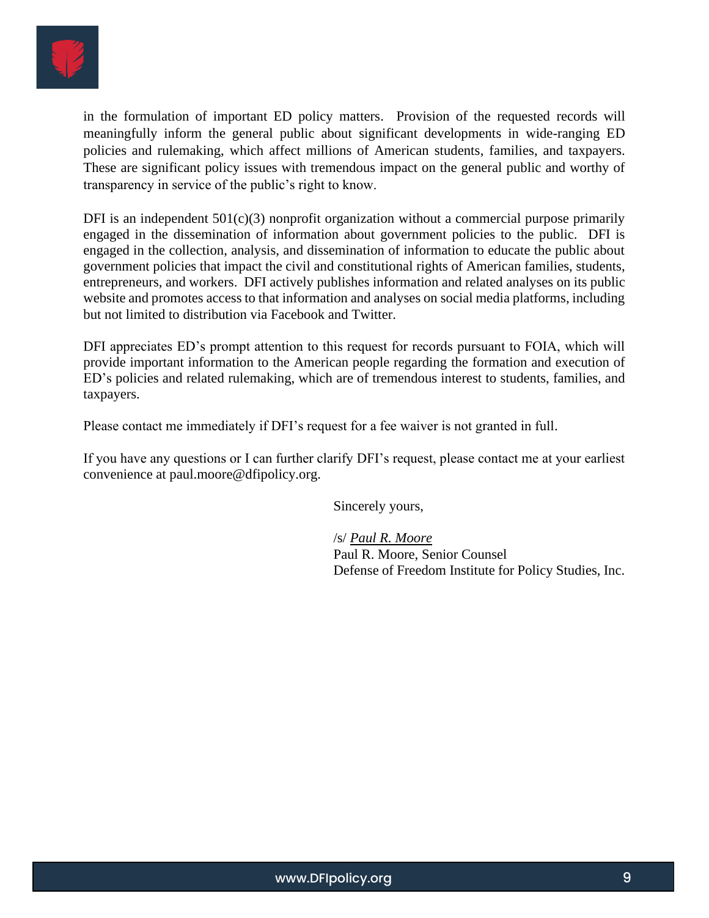in the formulation of important ED policy matters. Provision of the requested records will meaningfully inform the general public about significant developments in wide-ranging ED policies and rulemaking, which affect millions of American students, families, and taxpayers. These are significant policy issues with tremendous impact on the general public and worthy of transparency in service of the public's right to know.

DFI is an independent 501(c)(3) nonprofit organization without a commercial purpose primarily engaged in the dissemination of information about government policies to the public. DFI is engaged in the collection, analysis, and dissemination of information to educate the public about government policies that impact the civil and constitutional rights of American families, students, entrepreneurs, and workers. DFI actively publishes information and related analyses on its public website and promotes access to that information and analyses on social media platforms, including but not limited to distribution via Facebook and Twitter.

DFI appreciates ED's prompt attention to this request for records pursuant to FOIA, which will provide important information to the American people regarding the formation and execution of ED's policies and related rulemaking, which are of tremendous interest to students, families, and taxpayers.

Please contact me immediately if DFI's request for a fee waiver is not granted in full.

If you have any questions or I can further clarify DFI's request, please contact me at your earliest convenience at paul.moore@dfipolicy.org.

Sincerely yours,

/s/ *Paul R. Moore*
Paul R. Moore, Senior Counsel
Defense of Freedom Institute for Policy Studies, Inc.